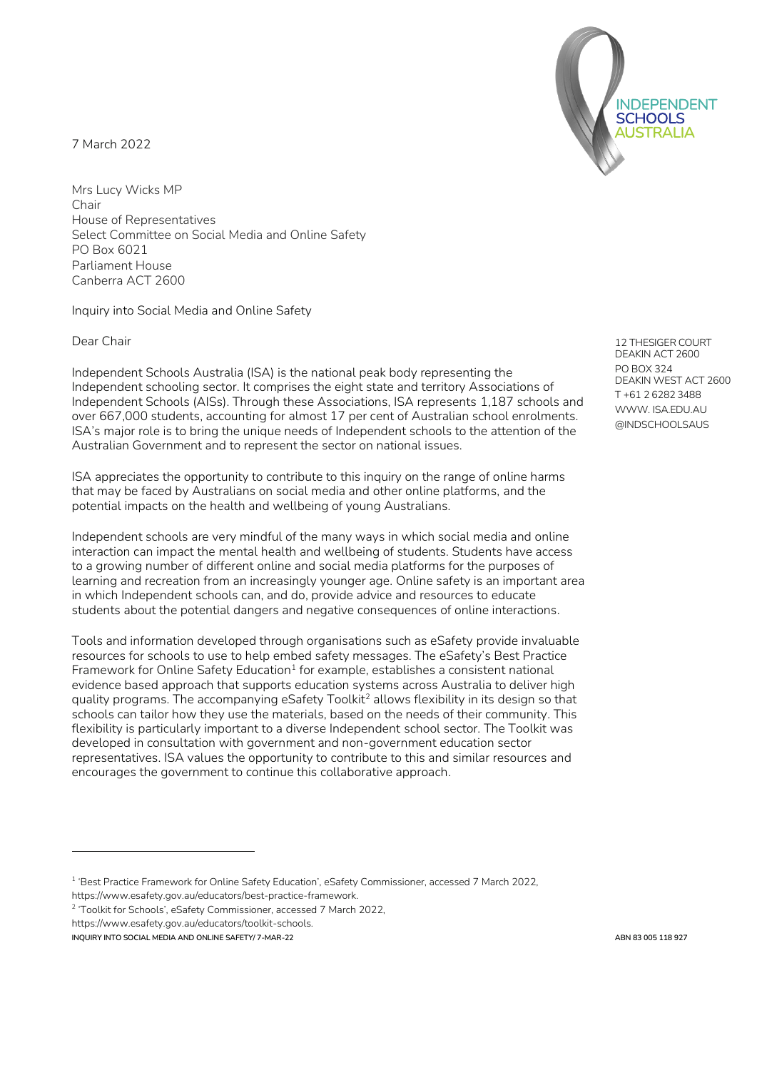7 March 2022

Mrs Lucy Wicks MP
Chair
House of Representatives
Select Committee on Social Media and Online Safety
PO Box 6021
Parliament House
Canberra ACT 2600

Inquiry into Social Media and Online Safety

Dear Chair

Independent Schools Australia (ISA) is the national peak body representing the Independent schooling sector. It comprises the eight state and territory Associations of Independent Schools (AISs). Through these Associations, ISA represents 1,187 schools and over 667,000 students, accounting for almost 17 per cent of Australian school enrolments. ISA's major role is to bring the unique needs of Independent schools to the attention of the Australian Government and to represent the sector on national issues.

ISA appreciates the opportunity to contribute to this inquiry on the range of online harms that may be faced by Australians on social media and other online platforms, and the potential impacts on the health and wellbeing of young Australians.

Independent schools are very mindful of the many ways in which social media and online interaction can impact the mental health and wellbeing of students. Students have access to a growing number of different online and social media platforms for the purposes of learning and recreation from an increasingly younger age. Online safety is an important area in which Independent schools can, and do, provide advice and resources to educate students about the potential dangers and negative consequences of online interactions.

Tools and information developed through organisations such as eSafety provide invaluable resources for schools to use to help embed safety messages. The eSafety's Best Practice Framework for Online Safety Education[1] for example, establishes a consistent national evidence based approach that supports education systems across Australia to deliver high quality programs. The accompanying eSafety Toolkit[2] allows flexibility in its design so that schools can tailor how they use the materials, based on the needs of their community. This flexibility is particularly important to a diverse Independent school sector. The Toolkit was developed in consultation with government and non-government education sector representatives. ISA values the opportunity to contribute to this and similar resources and encourages the government to continue this collaborative approach.

12 THESIGER COURT
DEAKIN ACT 2600
PO BOX 324
DEAKIN WEST ACT 2600
T +61 2 6282 3488
WWW. ISA.EDU.AU
@INDSCHOOLSAUS

---

[1] 'Best Practice Framework for Online Safety Education', eSafety Commissioner, accessed 7 March 2022, https://www.esafety.gov.au/educators/best-practice-framework.

[2] 'Toolkit for Schools', eSafety Commissioner, accessed 7 March 2022, https://www.esafety.gov.au/educators/toolkit-schools.

ABN 83 005 118 927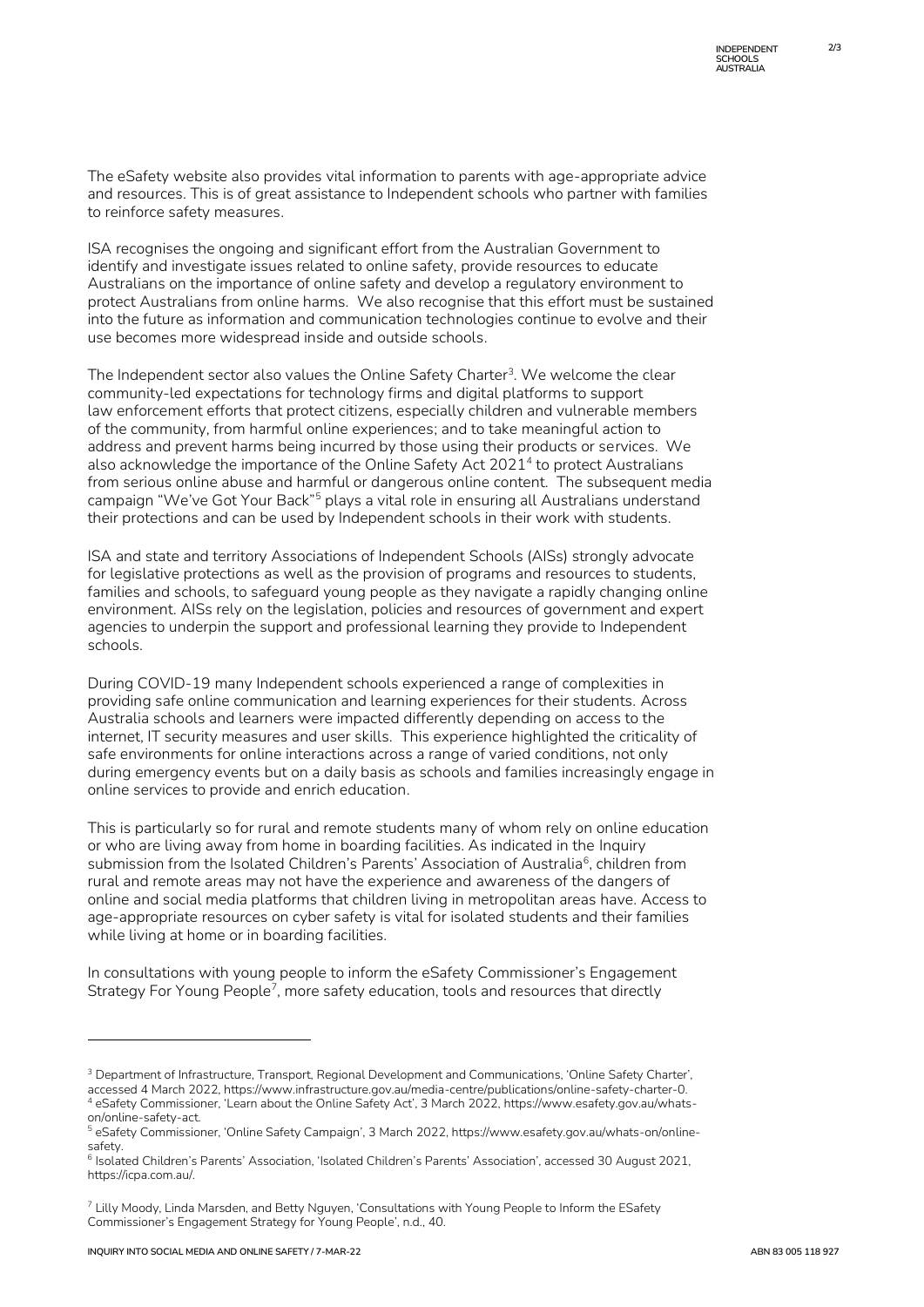The eSafety website also provides vital information to parents with age-appropriate advice and resources. This is of great assistance to Independent schools who partner with families to reinforce safety measures.

ISA recognises the ongoing and significant effort from the Australian Government to identify and investigate issues related to online safety, provide resources to educate Australians on the importance of online safety and develop a regulatory environment to protect Australians from online harms. We also recognise that this effort must be sustained into the future as information and communication technologies continue to evolve and their use becomes more widespread inside and outside schools.

The Independent sector also values the Online Safety Charter[3]. We welcome the clear community-led expectations for technology firms and digital platforms to support law enforcement efforts that protect citizens, especially children and vulnerable members of the community, from harmful online experiences; and to take meaningful action to address and prevent harms being incurred by those using their products or services. We also acknowledge the importance of the Online Safety Act 2021[4] to protect Australians from serious online abuse and harmful or dangerous online content. The subsequent media campaign "We've Got Your Back"[5] plays a vital role in ensuring all Australians understand their protections and can be used by Independent schools in their work with students.

ISA and state and territory Associations of Independent Schools (AISs) strongly advocate for legislative protections as well as the provision of programs and resources to students, families and schools, to safeguard young people as they navigate a rapidly changing online environment. AISs rely on the legislation, policies and resources of government and expert agencies to underpin the support and professional learning they provide to Independent schools.

During COVID-19 many Independent schools experienced a range of complexities in providing safe online communication and learning experiences for their students. Across Australia schools and learners were impacted differently depending on access to the internet, IT security measures and user skills. This experience highlighted the criticality of safe environments for online interactions across a range of varied conditions, not only during emergency events but on a daily basis as schools and families increasingly engage in online services to provide and enrich education.

This is particularly so for rural and remote students many of whom rely on online education or who are living away from home in boarding facilities. As indicated in the Inquiry submission from the Isolated Children's Parents' Association of Australia[6], children from rural and remote areas may not have the experience and awareness of the dangers of online and social media platforms that children living in metropolitan areas have. Access to age-appropriate resources on cyber safety is vital for isolated students and their families while living at home or in boarding facilities.

In consultations with young people to inform the eSafety Commissioner's Engagement Strategy For Young People[7], more safety education, tools and resources that directly

---

[3] Department of Infrastructure, Transport, Regional Development and Communications, 'Online Safety Charter', accessed 4 March 2022, https://www.infrastructure.gov.au/media-centre/publications/online-safety-charter-0.

[4] eSafety Commissioner, 'Learn about the Online Safety Act', 3 March 2022, https://www.esafety.gov.au/whats-on/online-safety-act.

[5] eSafety Commissioner, 'Online Safety Campaign', 3 March 2022, https://www.esafety.gov.au/whats-on/online-safety.

[6] Isolated Children's Parents' Association, 'Isolated Children's Parents' Association', accessed 30 August 2021, https://icpa.com.au/.

[7] Lilly Moody, Linda Marsden, and Betty Nguyen, 'Consultations with Young People to Inform the ESafety Commissioner's Engagement Strategy for Young People', n.d., 40.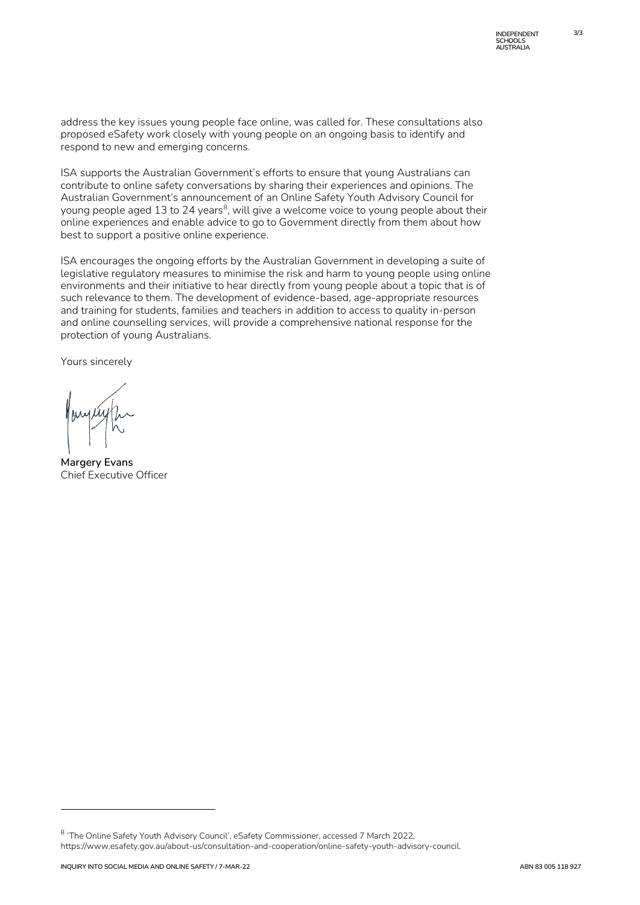address the key issues young people face online, was called for. These consultations also proposed eSafety work closely with young people on an ongoing basis to identify and respond to new and emerging concerns.

ISA supports the Australian Government's efforts to ensure that young Australians can contribute to online safety conversations by sharing their experiences and opinions. The Australian Government's announcement of an Online Safety Youth Advisory Council for young people aged 13 to 24 years[8], will give a welcome voice to young people about their online experiences and enable advice to go to Government directly from them about how best to support a positive online experience.

ISA encourages the ongoing efforts by the Australian Government in developing a suite of legislative regulatory measures to minimise the risk and harm to young people using online environments and their initiative to hear directly from young people about a topic that is of such relevance to them. The development of evidence-based, age-appropriate resources and training for students, families and teachers in addition to access to quality in-person and online counselling services, will provide a comprehensive national response for the protection of young Australians.

Yours sincerely

**Margery Evans**
Chief Executive Officer

[8] 'The Online Safety Youth Advisory Council', eSafety Commissioner, accessed 7 March 2022, https://www.esafety.gov.au/about-us/consultation-and-cooperation/online-safety-youth-advisory-council.